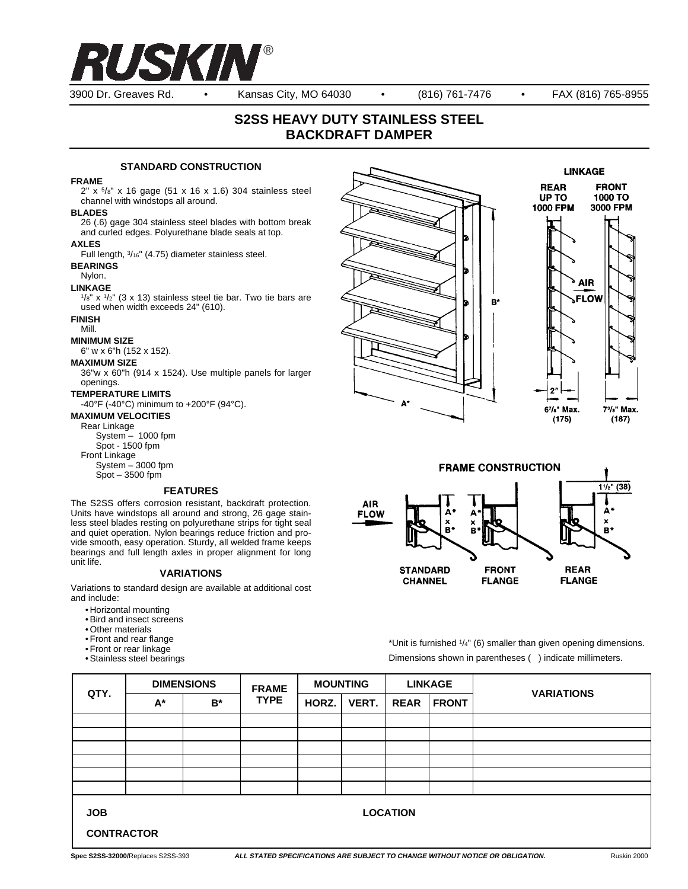RUSKIN®

3900 Dr. Greaves Rd. • Kansas City, MO 64030 • (816) 761-7476 • FAX (816) 765-8955

# S2SS HEAVY DUTY STAINLESS STEEL BACKDRAFT DAMPER

## STANDARD CONSTRUCTION

**FRAME**
2" x 5/8" x 16 gage (51 x 16 x 1.6) 304 stainless steel channel with windstops all around.

**BLADES**
26 (.6) gage 304 stainless steel blades with bottom break and curled edges. Polyurethane blade seals at top.

**AXLES**
Full length, 3/16" (4.75) diameter stainless steel.

**BEARINGS**
Nylon.

**LINKAGE**
1/8" x 1/2" (3 x 13) stainless steel tie bar. Two tie bars are used when width exceeds 24" (610).

**FINISH**
Mill.

**MINIMUM SIZE**
6" w x 6"h (152 x 152).

**MAXIMUM SIZE**
36"w x 60"h (914 x 1524). Use multiple panels for larger openings.

**TEMPERATURE LIMITS**
-40°F (-40°C) minimum to +200°F (94°C).

**MAXIMUM VELOCITIES**
Rear Linkage
System – 1000 fpm
Spot - 1500 fpm
Front Linkage
System – 3000 fpm
Spot – 3500 fpm

## FEATURES

The S2SS offers corrosion resistant, backdraft protection. Units have windstops all around and strong, 26 gage stainless steel blades resting on polyurethane strips for tight seal and quiet operation. Nylon bearings reduce friction and provide smooth, easy operation. Sturdy, all welded frame keeps bearings and full length axles in proper alignment for long unit life.

## VARIATIONS

Variations to standard design are available at additional cost and include:

- Horizontal mounting
- Bird and insect screens
- Other materials
- Front and rear flange
- Front or rear linkage
- Stainless steel bearings

LINKAGE

REAR UP TO 1000 FPM — FRONT 1000 TO 3000 FPM

AIR FLOW

2" — 6 7/8" Max. (175) — 7 3/8" Max. (187)

A* — B*

FRAME CONSTRUCTION

AIR FLOW — STANDARD CHANNEL — FRONT FLANGE — REAR FLANGE — A* x B* — 1 1/2" (38)

*Unit is furnished 1/4" (6) smaller than given opening dimensions.

Dimensions shown in parentheses ( ) indicate millimeters.

| QTY. | DIMENSIONS | | FRAME TYPE | MOUNTING | | LINKAGE | | VARIATIONS |
|---|---|---|---|---|---|---|---|---|
| | A* | B* | | HORZ. | VERT. | REAR | FRONT | |
| | | | | | | | | |
| | | | | | | | | |
| | | | | | | | | |
| | | | | | | | | |
| | | | | | | | | |
| | | | | | | | | |

**JOB** **LOCATION**

**CONTRACTOR**

**Spec S2SS-32000/**Replaces S2SS-393 ***ALL STATED SPECIFICATIONS ARE SUBJECT TO CHANGE WITHOUT NOTICE OR OBLIGATION.*** Ruskin 2000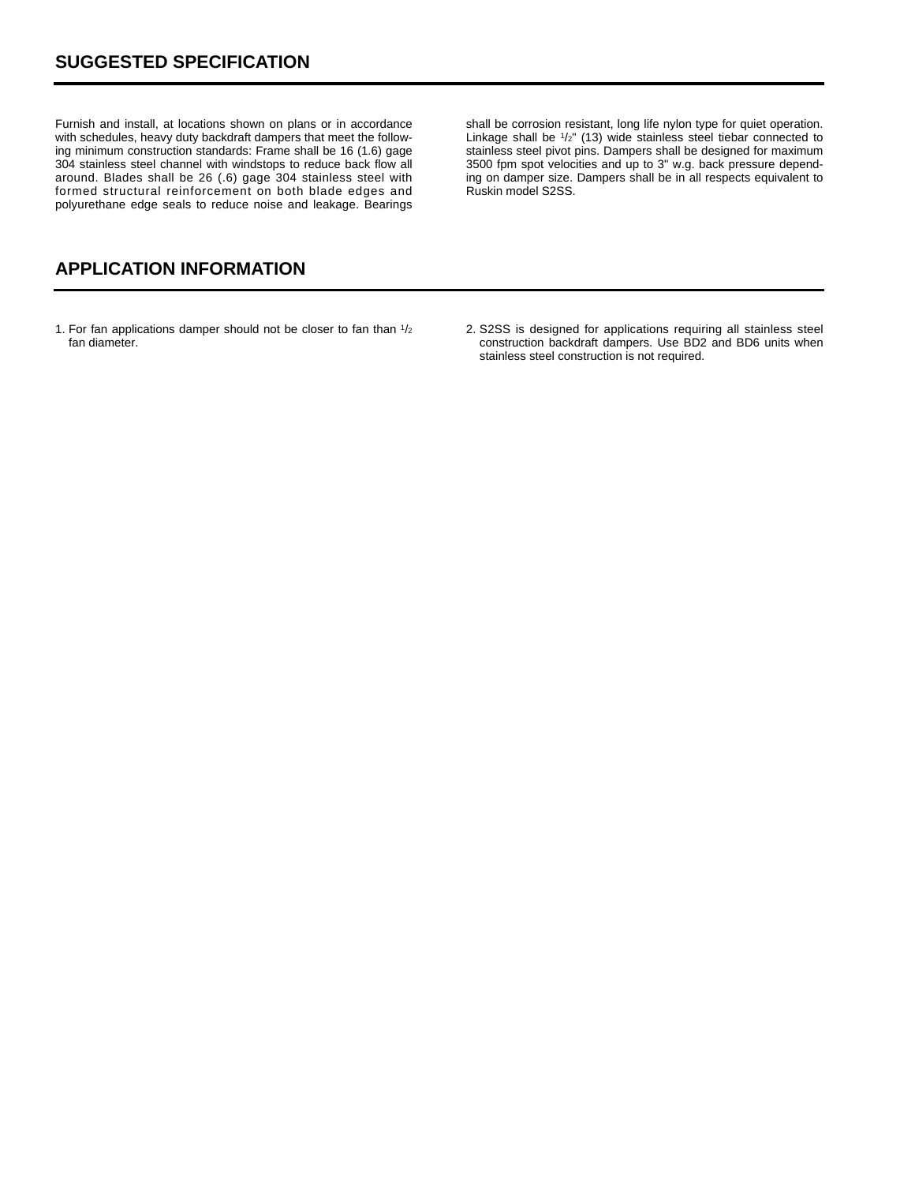## SUGGESTED SPECIFICATION

Furnish and install, at locations shown on plans or in accordance with schedules, heavy duty backdraft dampers that meet the following minimum construction standards: Frame shall be 16 (1.6) gage 304 stainless steel channel with windstops to reduce back flow all around. Blades shall be 26 (.6) gage 304 stainless steel with formed structural reinforcement on both blade edges and polyurethane edge seals to reduce noise and leakage. Bearings shall be corrosion resistant, long life nylon type for quiet operation. Linkage shall be 1/2" (13) wide stainless steel tiebar connected to stainless steel pivot pins. Dampers shall be designed for maximum 3500 fpm spot velocities and up to 3" w.g. back pressure depending on damper size. Dampers shall be in all respects equivalent to Ruskin model S2SS.

## APPLICATION INFORMATION

1. For fan applications damper should not be closer to fan than 1/2 fan diameter.
2. S2SS is designed for applications requiring all stainless steel construction backdraft dampers. Use BD2 and BD6 units when stainless steel construction is not required.